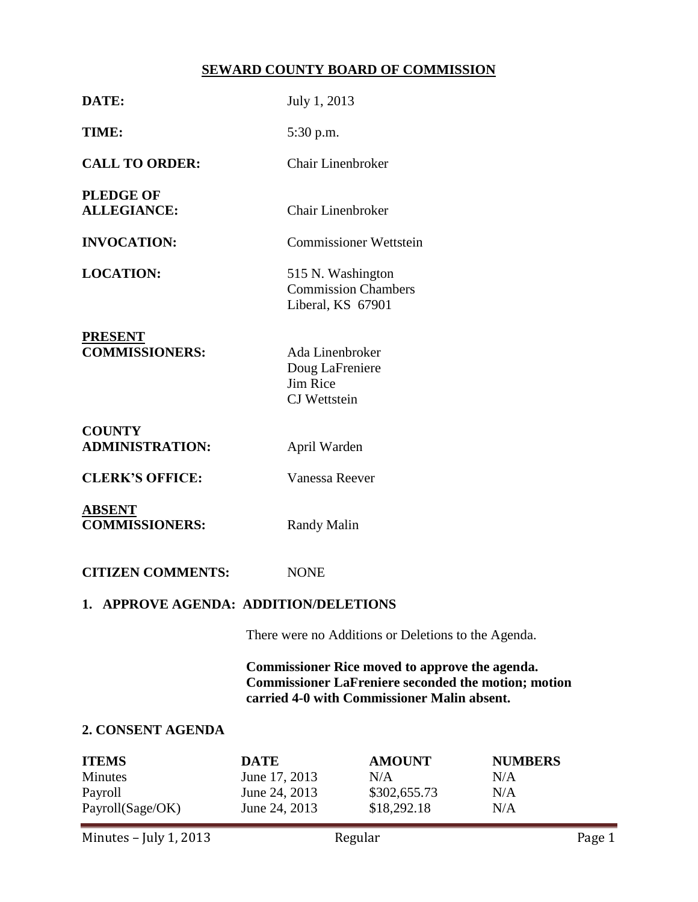# SEWARD COUNTY BOARD OF COMMISSION

**DATE:** July 1, 2013

**TIME:** 5:30 p.m.

**CALL TO ORDER:** Chair Linenbroker

**PLEDGE OF ALLEGIANCE:** Chair Linenbroker

**INVOCATION:** Commissioner Wettstein

**LOCATION:** 515 N. Washington
Commission Chambers
Liberal, KS 67901

**PRESENT COMMISSIONERS:** Ada Linenbroker
Doug LaFreniere
Jim Rice
CJ Wettstein

**COUNTY ADMINISTRATION:** April Warden

**CLERK'S OFFICE:** Vanessa Reever

**ABSENT COMMISSIONERS:** Randy Malin

**CITIZEN COMMENTS:** NONE

## 1. APPROVE AGENDA: ADDITION/DELETIONS

There were no Additions or Deletions to the Agenda.

**Commissioner Rice moved to approve the agenda. Commissioner LaFreniere seconded the motion; motion carried 4-0 with Commissioner Malin absent.**

## 2. CONSENT AGENDA

| ITEMS | DATE | AMOUNT | NUMBERS |
| --- | --- | --- | --- |
| Minutes | June 17, 2013 | N/A | N/A |
| Payroll | June 24, 2013 | $302,655.73 | N/A |
| Payroll(Sage/OK) | June 24, 2013 | $18,292.18 | N/A |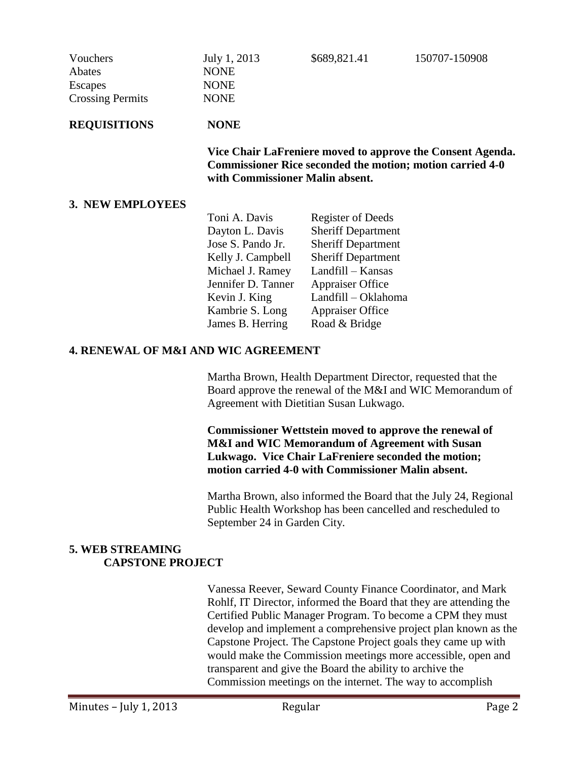| | | | |
|---|---|---|---|
| Vouchers | July 1, 2013 | $689,821.41 | 150707-150908 |
| Abates | NONE | | |
| Escapes | NONE | | |
| Crossing Permits | NONE | | |

**REQUISITIONS** **NONE**

**Vice Chair LaFreniere moved to approve the Consent Agenda. Commissioner Rice seconded the motion; motion carried 4-0 with Commissioner Malin absent.**

## 3. NEW EMPLOYEES

| | |
|---|---|
| Toni A. Davis | Register of Deeds |
| Dayton L. Davis | Sheriff Department |
| Jose S. Pando Jr. | Sheriff Department |
| Kelly J. Campbell | Sheriff Department |
| Michael J. Ramey | Landfill – Kansas |
| Jennifer D. Tanner | Appraiser Office |
| Kevin J. King | Landfill – Oklahoma |
| Kambrie S. Long | Appraiser Office |
| James B. Herring | Road & Bridge |

## 4. RENEWAL OF M&I AND WIC AGREEMENT

Martha Brown, Health Department Director, requested that the Board approve the renewal of the M&I and WIC Memorandum of Agreement with Dietitian Susan Lukwago.

**Commissioner Wettstein moved to approve the renewal of M&I and WIC Memorandum of Agreement with Susan Lukwago. Vice Chair LaFreniere seconded the motion; motion carried 4-0 with Commissioner Malin absent.**

Martha Brown, also informed the Board that the July 24, Regional Public Health Workshop has been cancelled and rescheduled to September 24 in Garden City.

## 5. WEB STREAMING CAPSTONE PROJECT

Vanessa Reever, Seward County Finance Coordinator, and Mark Rohlf, IT Director, informed the Board that they are attending the Certified Public Manager Program. To become a CPM they must develop and implement a comprehensive project plan known as the Capstone Project. The Capstone Project goals they came up with would make the Commission meetings more accessible, open and transparent and give the Board the ability to archive the Commission meetings on the internet. The way to accomplish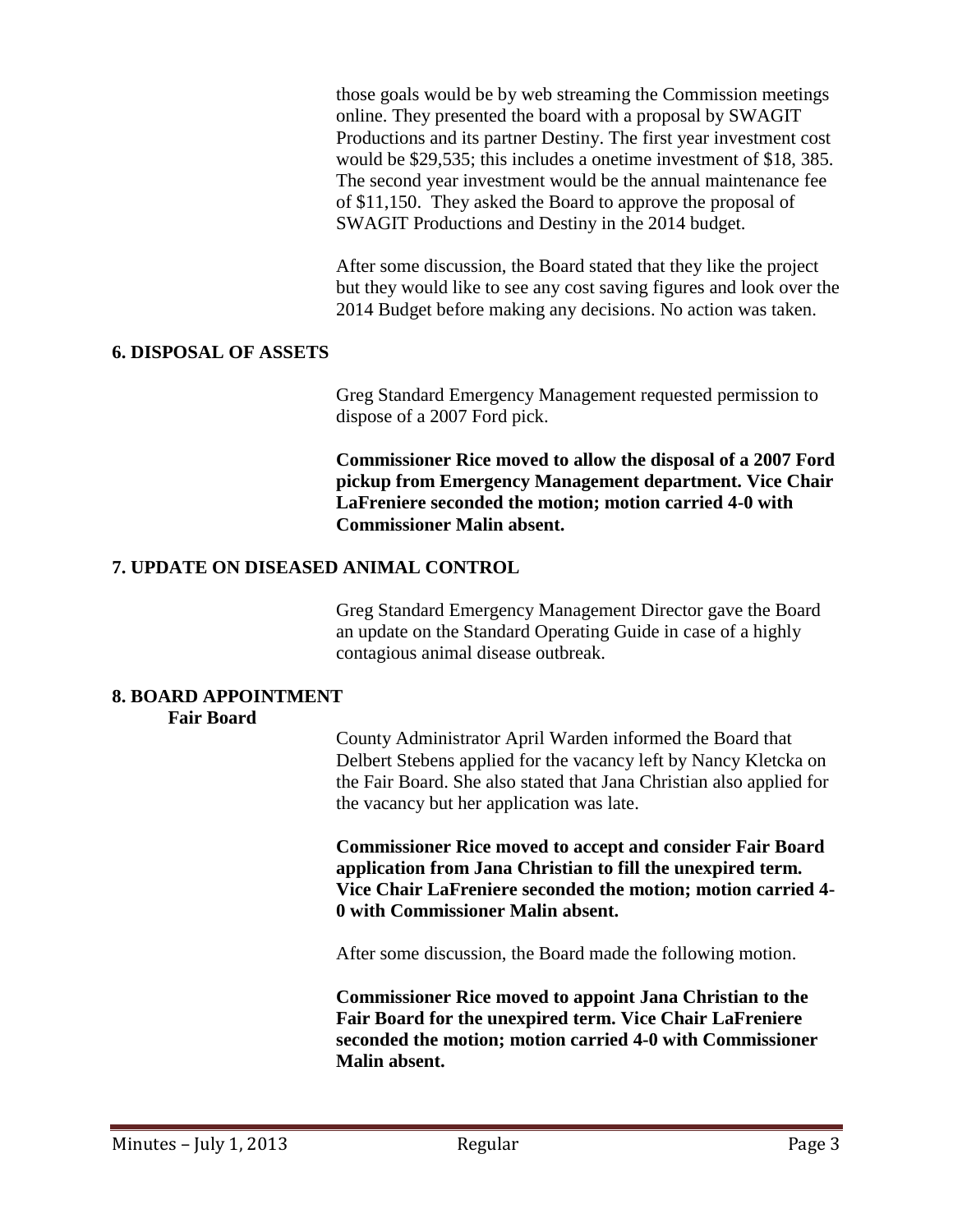those goals would be by web streaming the Commission meetings online. They presented the board with a proposal by SWAGIT Productions and its partner Destiny. The first year investment cost would be $29,535; this includes a onetime investment of $18, 385. The second year investment would be the annual maintenance fee of $11,150. They asked the Board to approve the proposal of SWAGIT Productions and Destiny in the 2014 budget.

After some discussion, the Board stated that they like the project but they would like to see any cost saving figures and look over the 2014 Budget before making any decisions. No action was taken.

## 6. DISPOSAL OF ASSETS

Greg Standard Emergency Management requested permission to dispose of a 2007 Ford pick.

**Commissioner Rice moved to allow the disposal of a 2007 Ford pickup from Emergency Management department. Vice Chair LaFreniere seconded the motion; motion carried 4-0 with Commissioner Malin absent.**

## 7. UPDATE ON DISEASED ANIMAL CONTROL

Greg Standard Emergency Management Director gave the Board an update on the Standard Operating Guide in case of a highly contagious animal disease outbreak.

## 8. BOARD APPOINTMENT

### Fair Board

County Administrator April Warden informed the Board that Delbert Stebens applied for the vacancy left by Nancy Kletcka on the Fair Board. She also stated that Jana Christian also applied for the vacancy but her application was late.

**Commissioner Rice moved to accept and consider Fair Board application from Jana Christian to fill the unexpired term. Vice Chair LaFreniere seconded the motion; motion carried 4-0 with Commissioner Malin absent.**

After some discussion, the Board made the following motion.

**Commissioner Rice moved to appoint Jana Christian to the Fair Board for the unexpired term. Vice Chair LaFreniere seconded the motion; motion carried 4-0 with Commissioner Malin absent.**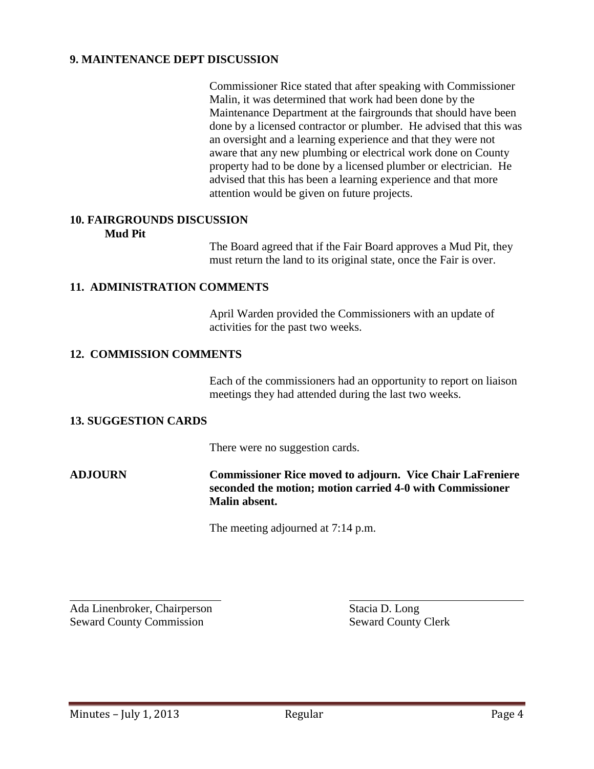**9. MAINTENANCE DEPT DISCUSSION**

Commissioner Rice stated that after speaking with Commissioner Malin, it was determined that work had been done by the Maintenance Department at the fairgrounds that should have been done by a licensed contractor or plumber. He advised that this was an oversight and a learning experience and that they were not aware that any new plumbing or electrical work done on County property had to be done by a licensed plumber or electrician. He advised that this has been a learning experience and that more attention would be given on future projects.

**10. FAIRGROUNDS DISCUSSION**

**Mud Pit**

The Board agreed that if the Fair Board approves a Mud Pit, they must return the land to its original state, once the Fair is over.

**11. ADMINISTRATION COMMENTS**

April Warden provided the Commissioners with an update of activities for the past two weeks.

**12. COMMISSION COMMENTS**

Each of the commissioners had an opportunity to report on liaison meetings they had attended during the last two weeks.

**13. SUGGESTION CARDS**

There were no suggestion cards.

**ADJOURN** **Commissioner Rice moved to adjourn. Vice Chair LaFreniere seconded the motion; motion carried 4-0 with Commissioner Malin absent.**

The meeting adjourned at 7:14 p.m.

\_\_\_\_\_\_\_\_\_\_\_\_\_\_\_\_\_\_\_\_\_\_\_\_\_\_\_\_
Ada Linenbroker, Chairperson
Seward County Commission

\_\_\_\_\_\_\_\_\_\_\_\_\_\_\_\_\_\_\_\_\_\_\_\_\_\_\_\_
Stacia D. Long
Seward County Clerk